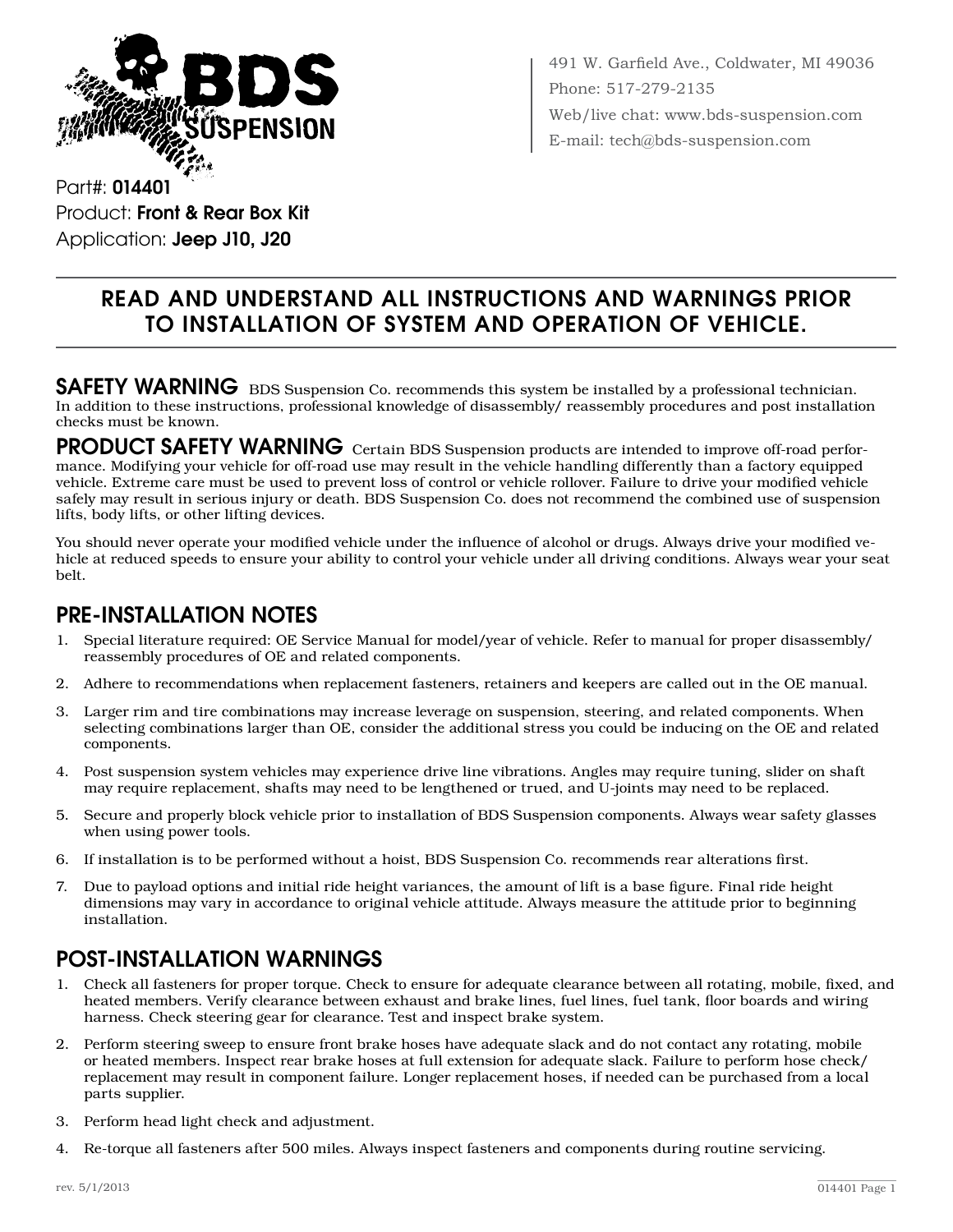491 W. Garfield Ave., Coldwater, MI 49036
Phone: 517-279-2135
Web/live chat: www.bds-suspension.com
E-mail: tech@bds-suspension.com

Part#: **014401**
Product: **Front & Rear Box Kit**
Application: **Jeep J10, J20**

# READ AND UNDERSTAND ALL INSTRUCTIONS AND WARNINGS PRIOR TO INSTALLATION OF SYSTEM AND OPERATION OF VEHICLE.

**SAFETY WARNING** BDS Suspension Co. recommends this system be installed by a professional technician. In addition to these instructions, professional knowledge of disassembly/ reassembly procedures and post installation checks must be known.

**PRODUCT SAFETY WARNING** Certain BDS Suspension products are intended to improve off-road performance. Modifying your vehicle for off-road use may result in the vehicle handling differently than a factory equipped vehicle. Extreme care must be used to prevent loss of control or vehicle rollover. Failure to drive your modified vehicle safely may result in serious injury or death. BDS Suspension Co. does not recommend the combined use of suspension lifts, body lifts, or other lifting devices.

You should never operate your modified vehicle under the influence of alcohol or drugs. Always drive your modified vehicle at reduced speeds to ensure your ability to control your vehicle under all driving conditions. Always wear your seat belt.

## PRE-INSTALLATION NOTES

1. Special literature required: OE Service Manual for model/year of vehicle. Refer to manual for proper disassembly/ reassembly procedures of OE and related components.
2. Adhere to recommendations when replacement fasteners, retainers and keepers are called out in the OE manual.
3. Larger rim and tire combinations may increase leverage on suspension, steering, and related components. When selecting combinations larger than OE, consider the additional stress you could be inducing on the OE and related components.
4. Post suspension system vehicles may experience drive line vibrations. Angles may require tuning, slider on shaft may require replacement, shafts may need to be lengthened or trued, and U-joints may need to be replaced.
5. Secure and properly block vehicle prior to installation of BDS Suspension components. Always wear safety glasses when using power tools.
6. If installation is to be performed without a hoist, BDS Suspension Co. recommends rear alterations first.
7. Due to payload options and initial ride height variances, the amount of lift is a base figure. Final ride height dimensions may vary in accordance to original vehicle attitude. Always measure the attitude prior to beginning installation.

## POST-INSTALLATION WARNINGS

1. Check all fasteners for proper torque. Check to ensure for adequate clearance between all rotating, mobile, fixed, and heated members. Verify clearance between exhaust and brake lines, fuel lines, fuel tank, floor boards and wiring harness. Check steering gear for clearance. Test and inspect brake system.
2. Perform steering sweep to ensure front brake hoses have adequate slack and do not contact any rotating, mobile or heated members. Inspect rear brake hoses at full extension for adequate slack. Failure to perform hose check/ replacement may result in component failure. Longer replacement hoses, if needed can be purchased from a local parts supplier.
3. Perform head light check and adjustment.
4. Re-torque all fasteners after 500 miles. Always inspect fasteners and components during routine servicing.

rev. 5/1/2013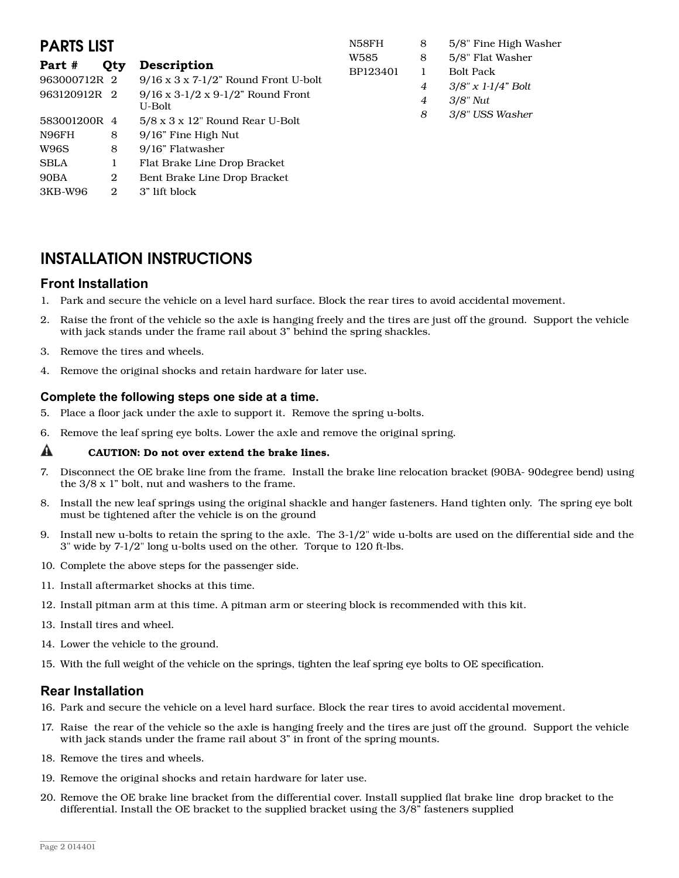## PARTS LIST

| Part # | Qty | Description |
|---|---|---|
| 963000712R | 2 | 9/16 x 3 x 7-1/2" Round Front U-bolt |
| 963120912R | 2 | 9/16 x 3-1/2 x 9-1/2" Round Front U-Bolt |
| 583001200R | 4 | 5/8 x 3 x 12" Round Rear U-Bolt |
| N96FH | 8 | 9/16" Fine High Nut |
| W96S | 8 | 9/16" Flatwasher |
| SBLA | 1 | Flat Brake Line Drop Bracket |
| 90BA | 2 | Bent Brake Line Drop Bracket |
| 3KB-W96 | 2 | 3" lift block |
| N58FH | 8 | 5/8" Fine High Washer |
| W585 | 8 | 5/8" Flat Washer |
| BP123401 | 1 | Bolt Pack |
| | *4* | *3/8" x 1-1/4" Bolt* |
| | *4* | *3/8" Nut* |
| | *8* | *3/8" USS Washer* |

## INSTALLATION INSTRUCTIONS

### Front Installation

1. Park and secure the vehicle on a level hard surface. Block the rear tires to avoid accidental movement.
2. Raise the front of the vehicle so the axle is hanging freely and the tires are just off the ground. Support the vehicle with jack stands under the frame rail about 3" behind the spring shackles.
3. Remove the tires and wheels.
4. Remove the original shocks and retain hardware for later use.

### Complete the following steps one side at a time.

5. Place a floor jack under the axle to support it. Remove the spring u-bolts.
6. Remove the leaf spring eye bolts. Lower the axle and remove the original spring.

⚠ **CAUTION: Do not over extend the brake lines.**

7. Disconnect the OE brake line from the frame. Install the brake line relocation bracket (90BA- 90degree bend) using the 3/8 x 1" bolt, nut and washers to the frame.
8. Install the new leaf springs using the original shackle and hanger fasteners. Hand tighten only. The spring eye bolt must be tightened after the vehicle is on the ground
9. Install new u-bolts to retain the spring to the axle. The 3-1/2" wide u-bolts are used on the differential side and the 3" wide by 7-1/2" long u-bolts used on the other. Torque to 120 ft-lbs.
10. Complete the above steps for the passenger side.
11. Install aftermarket shocks at this time.
12. Install pitman arm at this time. A pitman arm or steering block is recommended with this kit.
13. Install tires and wheel.
14. Lower the vehicle to the ground.
15. With the full weight of the vehicle on the springs, tighten the leaf spring eye bolts to OE specification.

### Rear Installation

16. Park and secure the vehicle on a level hard surface. Block the rear tires to avoid accidental movement.
17. Raise the rear of the vehicle so the axle is hanging freely and the tires are just off the ground. Support the vehicle with jack stands under the frame rail about 3" in front of the spring mounts.
18. Remove the tires and wheels.
19. Remove the original shocks and retain hardware for later use.
20. Remove the OE brake line bracket from the differential cover. Install supplied flat brake line drop bracket to the differential. Install the OE bracket to the supplied bracket using the 3/8" fasteners supplied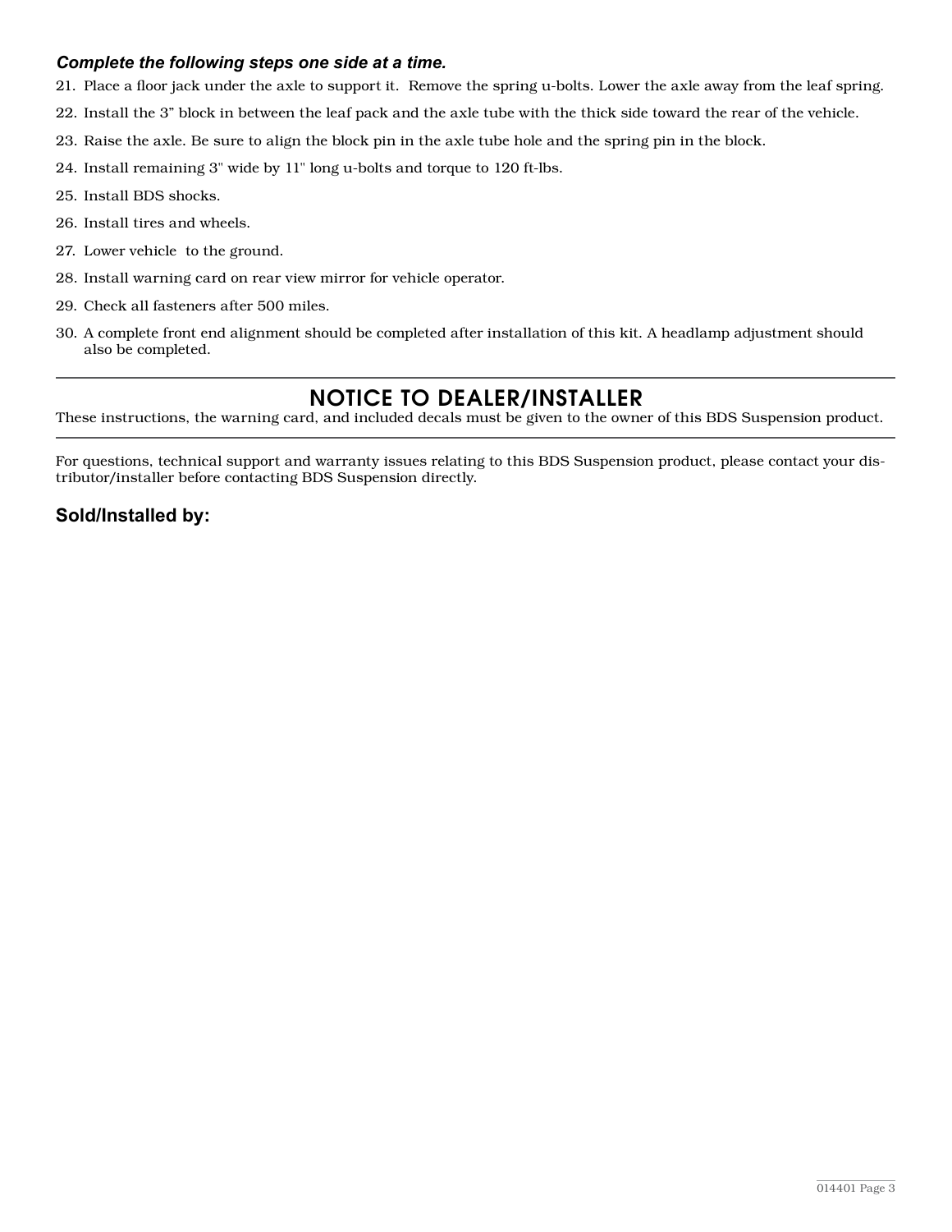***Complete the following steps one side at a time.***

21. Place a floor jack under the axle to support it. Remove the spring u-bolts. Lower the axle away from the leaf spring.
22. Install the 3” block in between the leaf pack and the axle tube with the thick side toward the rear of the vehicle.
23. Raise the axle. Be sure to align the block pin in the axle tube hole and the spring pin in the block.
24. Install remaining 3" wide by 11" long u-bolts and torque to 120 ft-lbs.
25. Install BDS shocks.
26. Install tires and wheels.
27. Lower vehicle to the ground.
28. Install warning card on rear view mirror for vehicle operator.
29. Check all fasteners after 500 miles.
30. A complete front end alignment should be completed after installation of this kit. A headlamp adjustment should also be completed.

---

## NOTICE TO DEALER/INSTALLER

These instructions, the warning card, and included decals must be given to the owner of this BDS Suspension product.

---

For questions, technical support and warranty issues relating to this BDS Suspension product, please contact your distributor/installer before contacting BDS Suspension directly.

**Sold/Installed by:**